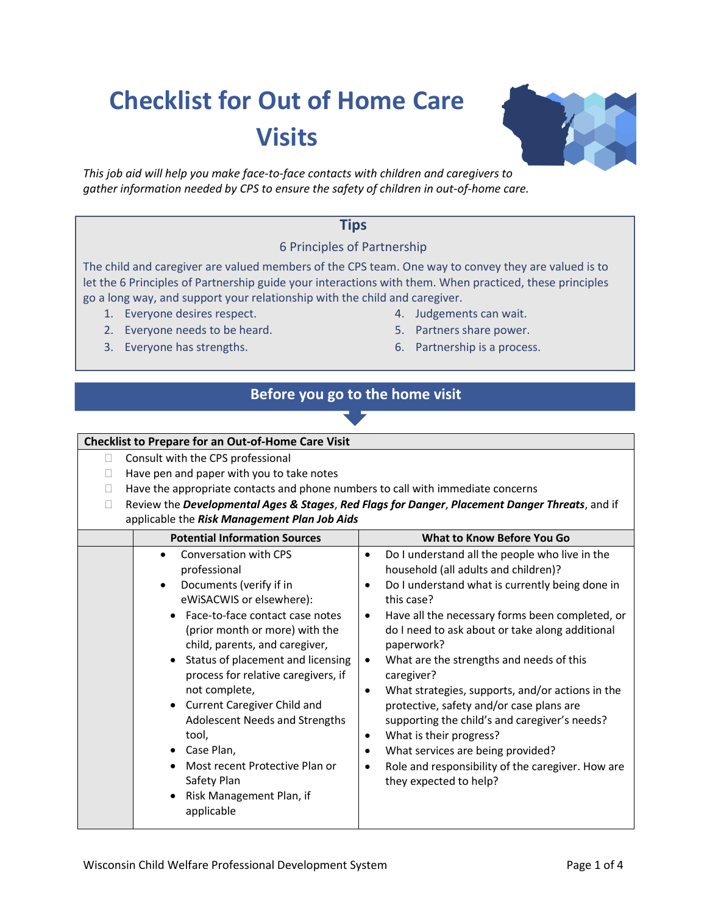# Checklist for Out of Home Care Visits

*This job aid will help you make face-to-face contacts with children and caregivers to gather information needed by CPS to ensure the safety of children in out-of-home care.*

## Tips

### 6 Principles of Partnership

The child and caregiver are valued members of the CPS team. One way to convey they are valued is to let the 6 Principles of Partnership guide your interactions with them. When practiced, these principles go a long way, and support your relationship with the child and caregiver.

1. Everyone desires respect.
2. Everyone needs to be heard.
3. Everyone has strengths.
4. Judgements can wait.
5. Partners share power.
6. Partnership is a process.

## Before you go to the home visit

**Checklist to Prepare for an Out-of-Home Care Visit**

- ☐ Consult with the CPS professional
- ☐ Have pen and paper with you to take notes
- ☐ Have the appropriate contacts and phone numbers to call with immediate concerns
- ☐ Review the ***Developmental Ages & Stages***, ***Red Flags for Danger***, ***Placement Danger Threats***, and if applicable the ***Risk Management Plan Job Aids***

| | Potential Information Sources | What to Know Before You Go |
|---|---|---|
| | • Conversation with CPS professional<br>• Documents (verify if in eWiSACWIS or elsewhere):<br>  • Face-to-face contact case notes (prior month or more) with the child, parents, and caregiver,<br>  • Status of placement and licensing process for relative caregivers, if not complete,<br>  • Current Caregiver Child and Adolescent Needs and Strengths tool,<br>  • Case Plan,<br>  • Most recent Protective Plan or Safety Plan<br>  • Risk Management Plan, if applicable | • Do I understand all the people who live in the household (all adults and children)?<br>• Do I understand what is currently being done in this case?<br>• Have all the necessary forms been completed, or do I need to ask about or take along additional paperwork?<br>• What are the strengths and needs of this caregiver?<br>• What strategies, supports, and/or actions in the protective, safety and/or case plans are supporting the child's and caregiver's needs?<br>• What is their progress?<br>• What services are being provided?<br>• Role and responsibility of the caregiver. How are they expected to help? |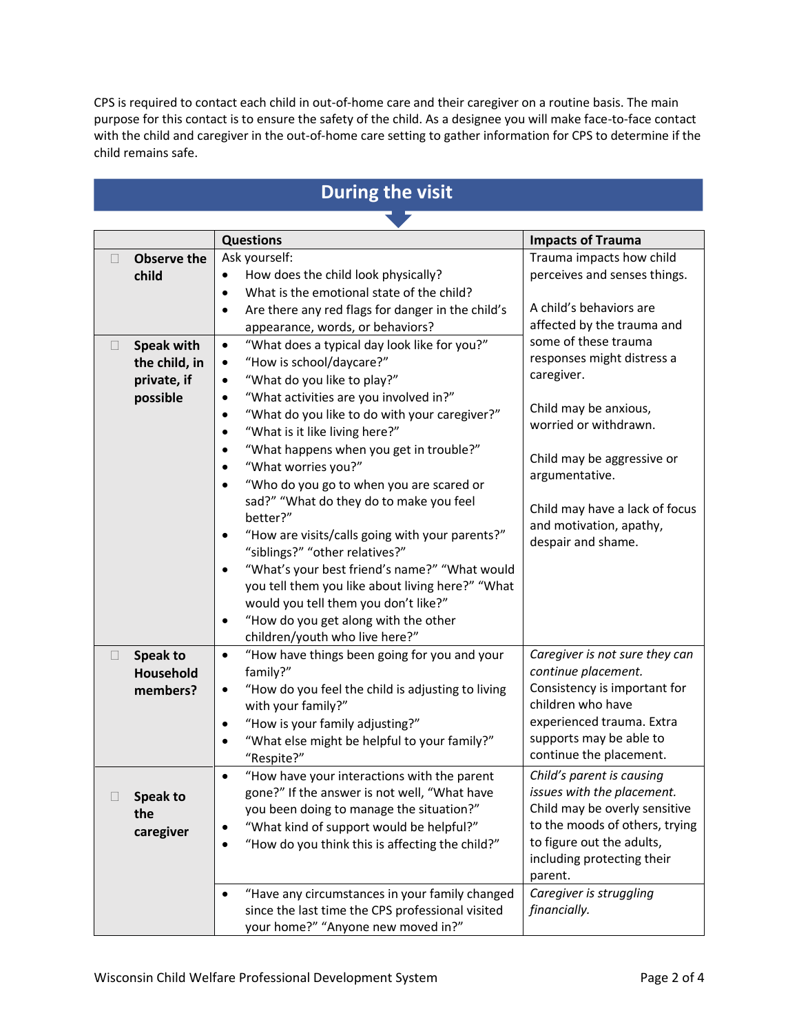CPS is required to contact each child in out-of-home care and their caregiver on a routine basis. The main purpose for this contact is to ensure the safety of the child. As a designee you will make face-to-face contact with the child and caregiver in the out-of-home care setting to gather information for CPS to determine if the child remains safe.

## During the visit

| | Questions | Impacts of Trauma |
|---|---|---|
| ☐ **Observe the child** | Ask yourself:<br>• How does the child look physically?<br>• What is the emotional state of the child?<br>• Are there any red flags for danger in the child's appearance, words, or behaviors? | Trauma impacts how child perceives and senses things.<br><br>A child's behaviors are affected by the trauma and some of these trauma responses might distress a caregiver.<br><br>Child may be anxious, worried or withdrawn.<br><br>Child may be aggressive or argumentative.<br><br>Child may have a lack of focus and motivation, apathy, despair and shame. |
| ☐ **Speak with the child, in private, if possible** | • "What does a typical day look like for you?"<br>• "How is school/daycare?"<br>• "What do you like to play?"<br>• "What activities are you involved in?"<br>• "What do you like to do with your caregiver?"<br>• "What is it like living here?"<br>• "What happens when you get in trouble?"<br>• "What worries you?"<br>• "Who do you go to when you are scared or sad?" "What do they do to make you feel better?"<br>• "How are visits/calls going with your parents?" "siblings?" "other relatives?"<br>• "What's your best friend's name?" "What would you tell them you like about living here?" "What would you tell them you don't like?"<br>• "How do you get along with the other children/youth who live here?" | |
| ☐ **Speak to Household members?** | • "How have things been going for you and your family?"<br>• "How do you feel the child is adjusting to living with your family?"<br>• "How is your family adjusting?"<br>• "What else might be helpful to your family?" "Respite?" | *Caregiver is not sure they can continue placement.* Consistency is important for children who have experienced trauma. Extra supports may be able to continue the placement. |
| ☐ **Speak to the caregiver** | • "How have your interactions with the parent gone?" If the answer is not well, "What have you been doing to manage the situation?"<br>• "What kind of support would be helpful?"<br>• "How do you think this is affecting the child?" | *Child's parent is causing issues with the placement.* Child may be overly sensitive to the moods of others, trying to figure out the adults, including protecting their parent. |
| | • "Have any circumstances in your family changed since the last time the CPS professional visited your home?" "Anyone new moved in?" | *Caregiver is struggling financially.* |

Wisconsin Child Welfare Professional Development System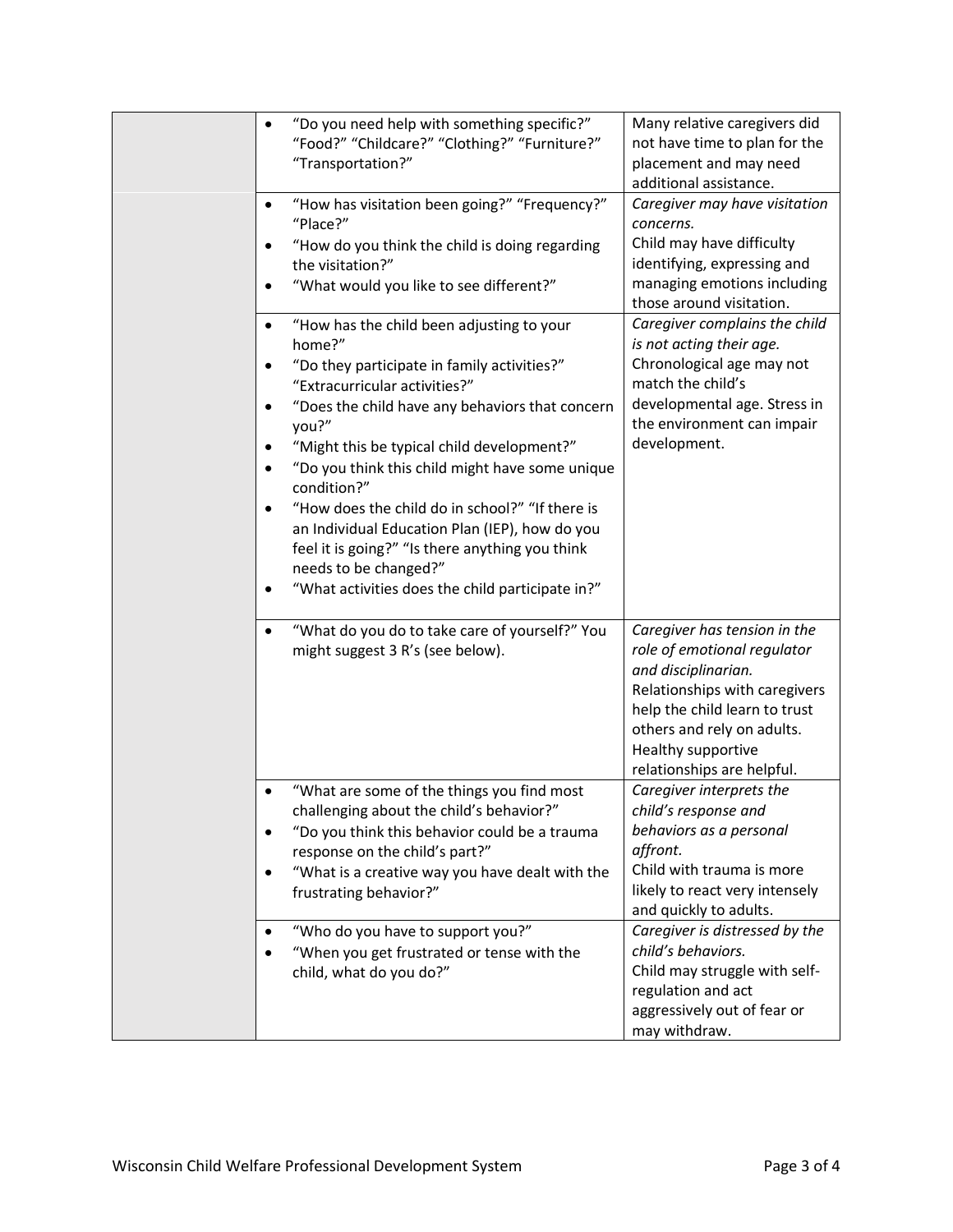| | | |
|---|---|---|
| | • "Do you need help with something specific?" "Food?" "Childcare?" "Clothing?" "Furniture?" "Transportation?" | Many relative caregivers did not have time to plan for the placement and may need additional assistance. |
| | • "How has visitation been going?" "Frequency?" "Place?"<br>• "How do you think the child is doing regarding the visitation?"<br>• "What would you like to see different?" | *Caregiver may have visitation concerns.*<br>Child may have difficulty identifying, expressing and managing emotions including those around visitation. |
| | • "How has the child been adjusting to your home?"<br>• "Do they participate in family activities?" "Extracurricular activities?"<br>• "Does the child have any behaviors that concern you?"<br>• "Might this be typical child development?"<br>• "Do you think this child might have some unique condition?"<br>• "How does the child do in school?" "If there is an Individual Education Plan (IEP), how do you feel it is going?" "Is there anything you think needs to be changed?"<br>• "What activities does the child participate in?" | *Caregiver complains the child is not acting their age.*<br>Chronological age may not match the child's developmental age. Stress in the environment can impair development. |
| | • "What do you do to take care of yourself?" You might suggest 3 R's (see below). | *Caregiver has tension in the role of emotional regulator and disciplinarian.*<br>Relationships with caregivers help the child learn to trust others and rely on adults. Healthy supportive relationships are helpful. |
| | • "What are some of the things you find most challenging about the child's behavior?"<br>• "Do you think this behavior could be a trauma response on the child's part?"<br>• "What is a creative way you have dealt with the frustrating behavior?" | *Caregiver interprets the child's response and behaviors as a personal affront.*<br>Child with trauma is more likely to react very intensely and quickly to adults. |
| | • "Who do you have to support you?"<br>• "When you get frustrated or tense with the child, what do you do?" | *Caregiver is distressed by the child's behaviors.*<br>Child may struggle with self-regulation and act aggressively out of fear or may withdraw. |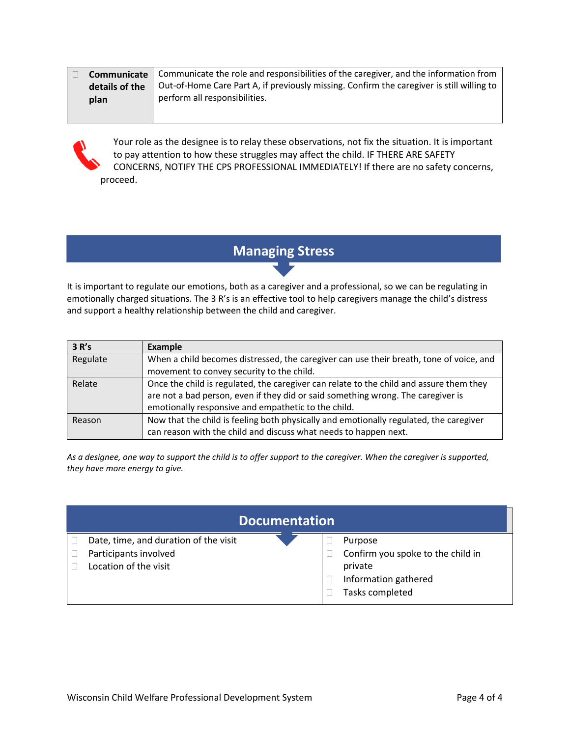| | |
|---|---|
| ☐ **Communicate details of the plan** | Communicate the role and responsibilities of the caregiver, and the information from Out-of-Home Care Part A, if previously missing. Confirm the caregiver is still willing to perform all responsibilities. |

Your role as the designee is to relay these observations, not fix the situation. It is important to pay attention to how these struggles may affect the child. IF THERE ARE SAFETY CONCERNS, NOTIFY THE CPS PROFESSIONAL IMMEDIATELY! If there are no safety concerns, proceed.

## Managing Stress

It is important to regulate our emotions, both as a caregiver and a professional, so we can be regulating in emotionally charged situations. The 3 R's is an effective tool to help caregivers manage the child's distress and support a healthy relationship between the child and caregiver.

| 3 R's | Example |
|---|---|
| Regulate | When a child becomes distressed, the caregiver can use their breath, tone of voice, and movement to convey security to the child. |
| Relate | Once the child is regulated, the caregiver can relate to the child and assure them they are not a bad person, even if they did or said something wrong. The caregiver is emotionally responsive and empathetic to the child. |
| Reason | Now that the child is feeling both physically and emotionally regulated, the caregiver can reason with the child and discuss what needs to happen next. |

*As a designee, one way to support the child is to offer support to the caregiver. When the caregiver is supported, they have more energy to give.*

## Documentation

- ☐ Date, time, and duration of the visit
- ☐ Participants involved
- ☐ Location of the visit
- ☐ Purpose
- ☐ Confirm you spoke to the child in private
- ☐ Information gathered
- ☐ Tasks completed